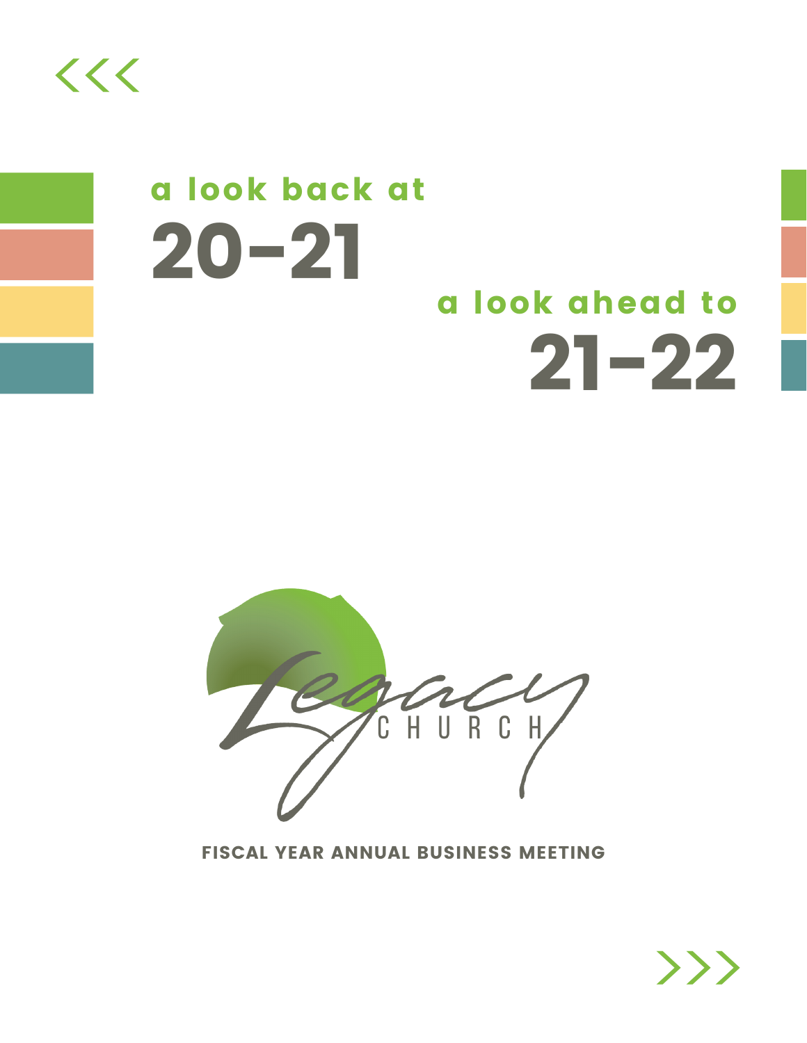a look back at

# 20-21

a look ahead to

# 21-22

Legacy CHURCH

**FISCAL YEAR ANNUAL BUSINESS MEETING**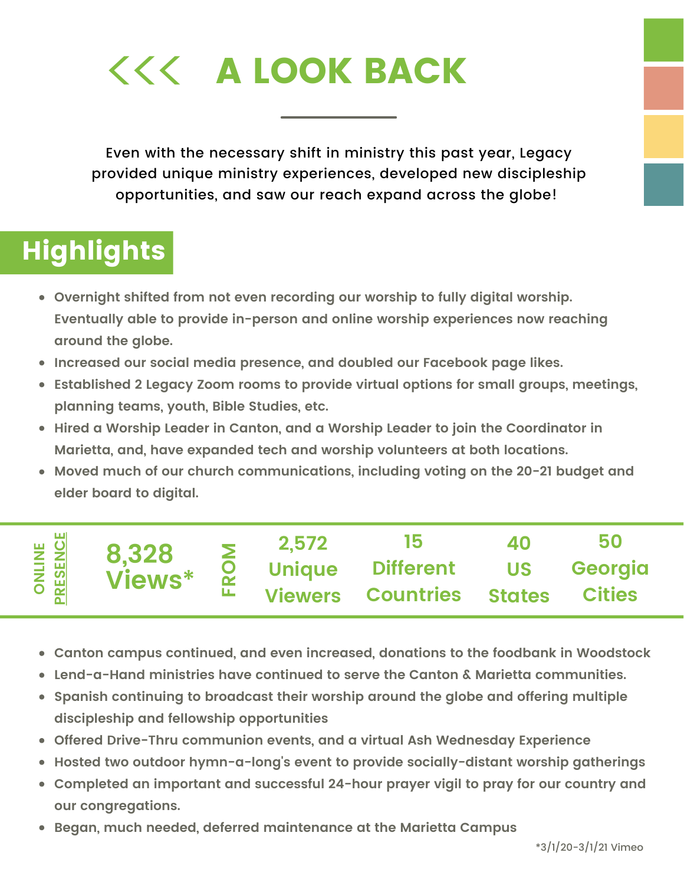# <<< A LOOK BACK

Even with the necessary shift in ministry this past year, Legacy provided unique ministry experiences, developed new discipleship opportunities, and saw our reach expand across the globe!

## Highlights

- Overnight shifted from not even recording our worship to fully digital worship. Eventually able to provide in-person and online worship experiences now reaching around the globe.
- Increased our social media presence, and doubled our Facebook page likes.
- Established 2 Legacy Zoom rooms to provide virtual options for small groups, meetings, planning teams, youth, Bible Studies, etc.
- Hired a Worship Leader in Canton, and a Worship Leader to join the Coordinator in Marietta, and, have expanded tech and worship volunteers at both locations.
- Moved much of our church communications, including voting on the 20-21 budget and elder board to digital.

ONLINE PRESENCE

8,328 Views*

FROM

2,572 Unique Viewers

15 Different Countries

40 US States

50 Georgia Cities

- Canton campus continued, and even increased, donations to the foodbank in Woodstock
- Lend-a-Hand ministries have continued to serve the Canton & Marietta communities.
- Spanish continuing to broadcast their worship around the globe and offering multiple discipleship and fellowship opportunities
- Offered Drive-Thru communion events, and a virtual Ash Wednesday Experience
- Hosted two outdoor hymn-a-long's event to provide socially-distant worship gatherings
- Completed an important and successful 24-hour prayer vigil to pray for our country and our congregations.
- Began, much needed, deferred maintenance at the Marietta Campus

*3/1/20-3/1/21 Vimeo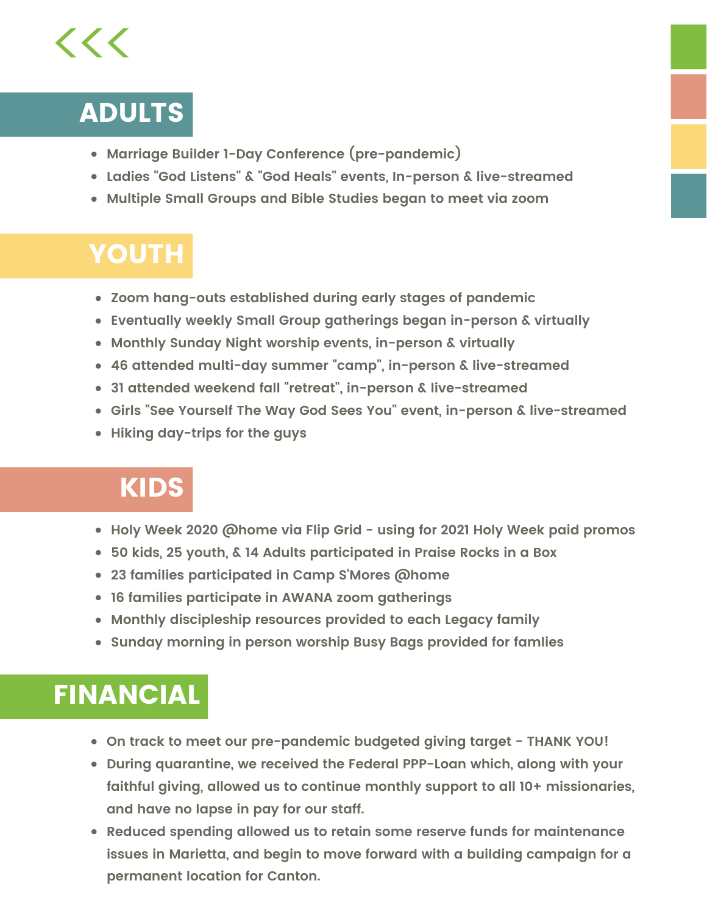## ADULTS

- Marriage Builder 1-Day Conference (pre-pandemic)
- Ladies "God Listens" & "God Heals" events, In-person & live-streamed
- Multiple Small Groups and Bible Studies began to meet via zoom

## YOUTH

- Zoom hang-outs established during early stages of pandemic
- Eventually weekly Small Group gatherings began in-person & virtually
- Monthly Sunday Night worship events, in-person & virtually
- 46 attended multi-day summer "camp", in-person & live-streamed
- 31 attended weekend fall "retreat", in-person & live-streamed
- Girls "See Yourself The Way God Sees You" event, in-person & live-streamed
- Hiking day-trips for the guys

## KIDS

- Holy Week 2020 @home via Flip Grid - using for 2021 Holy Week paid promos
- 50 kids, 25 youth, & 14 Adults participated in Praise Rocks in a Box
- 23 families participated in Camp S'Mores @home
- 16 families participate in AWANA zoom gatherings
- Monthly discipleship resources provided to each Legacy family
- Sunday morning in person worship Busy Bags provided for famlies

## FINANCIAL

- On track to meet our pre-pandemic budgeted giving target - THANK YOU!
- During quarantine, we received the Federal PPP-Loan which, along with your faithful giving, allowed us to continue monthly support to all 10+ missionaries, and have no lapse in pay for our staff.
- Reduced spending allowed us to retain some reserve funds for maintenance issues in Marietta, and begin to move forward with a building campaign for a permanent location for Canton.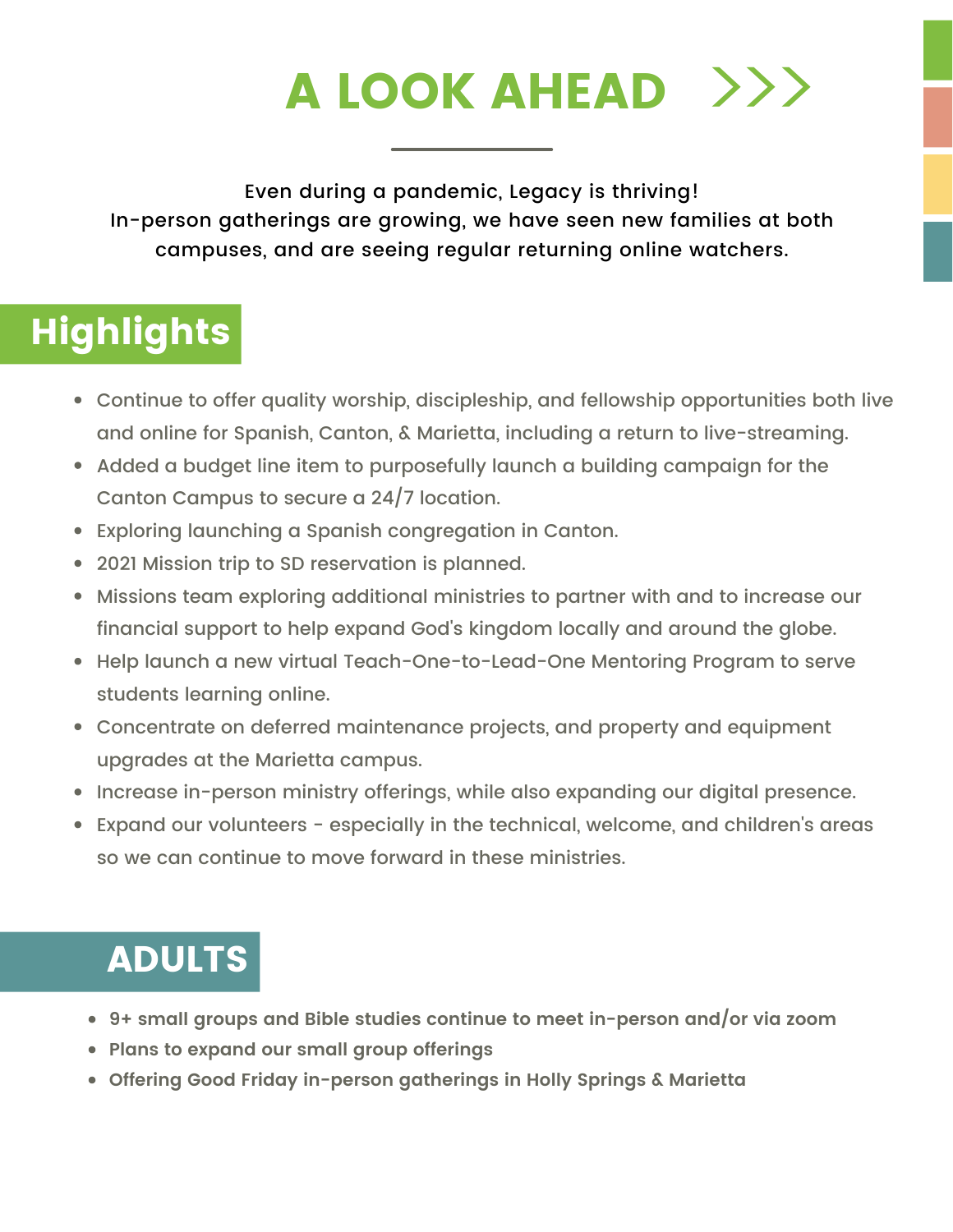# A LOOK AHEAD >>>

Even during a pandemic, Legacy is thriving!
In-person gatherings are growing, we have seen new families at both campuses, and are seeing regular returning online watchers.

## Highlights

- Continue to offer quality worship, discipleship, and fellowship opportunities both live and online for Spanish, Canton, & Marietta, including a return to live-streaming.
- Added a budget line item to purposefully launch a building campaign for the Canton Campus to secure a 24/7 location.
- Exploring launching a Spanish congregation in Canton.
- 2021 Mission trip to SD reservation is planned.
- Missions team exploring additional ministries to partner with and to increase our financial support to help expand God's kingdom locally and around the globe.
- Help launch a new virtual Teach-One-to-Lead-One Mentoring Program to serve students learning online.
- Concentrate on deferred maintenance projects, and property and equipment upgrades at the Marietta campus.
- Increase in-person ministry offerings, while also expanding our digital presence.
- Expand our volunteers - especially in the technical, welcome, and children's areas so we can continue to move forward in these ministries.

## ADULTS

- **9+ small groups and Bible studies continue to meet in-person and/or via zoom**
- **Plans to expand our small group offerings**
- **Offering Good Friday in-person gatherings in Holly Springs & Marietta**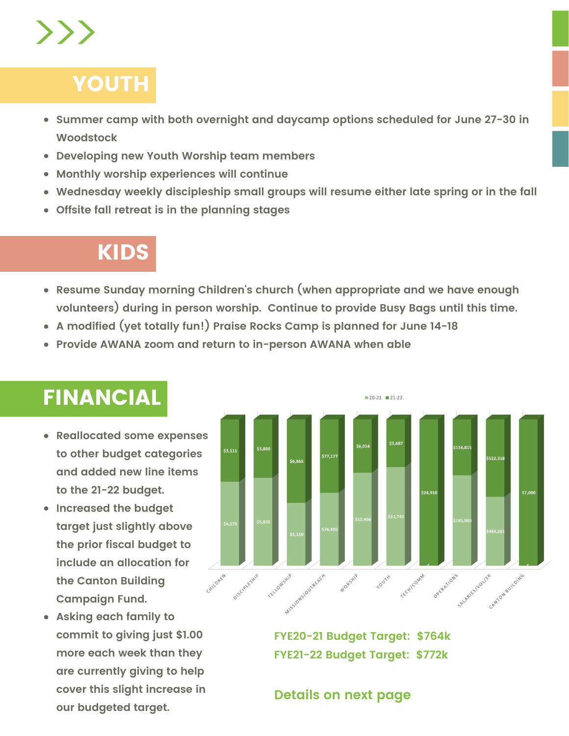## YOUTH

- Summer camp with both overnight and daycamp options scheduled for June 27-30 in Woodstock
- Developing new Youth Worship team members
- Monthly worship experiences will continue
- Wednesday weekly discipleship small groups will resume either late spring or in the fall
- Offsite fall retreat is in the planning stages

## KIDS

- Resume Sunday morning Children's church (when appropriate and we have enough volunteers) during in person worship. Continue to provide Busy Bags until this time.
- A modified (yet totally fun!) Praise Rocks Camp is planned for June 14-18
- Provide AWANA zoom and return to in-person AWANA when able

## FINANCIAL

- Reallocated some expenses to other budget categories and added new line items to the 21-22 budget.
- Increased the budget target just slightly above the prior fiscal budget to include an allocation for the Canton Building Campaign Fund.
- Asking each family to commit to giving just $1.00 more each week than they are currently giving to help cover this slight increase in our budgeted target.

20-21
21-22

CHILDREN: $3,111, $4,176
DISCIPLESHIP: $3,880, $5,835
FELLOWSHIP: $6,865, $5,159
MISSIONS/OUTREACH: $77,177, $76,400
WORSHIP: $6,014, $10,466
YOUTH: $5,687, $11,743
TECH/COMM: $24,910
OPERATIONS: $114,815, $185,960
SALARIES/VOL/ER: $522,318, $464,261
CANTON BUILDING: $7,000

**FYE20-21 Budget Target: $764k**
**FYE21-22 Budget Target: $772k**

**Details on next page**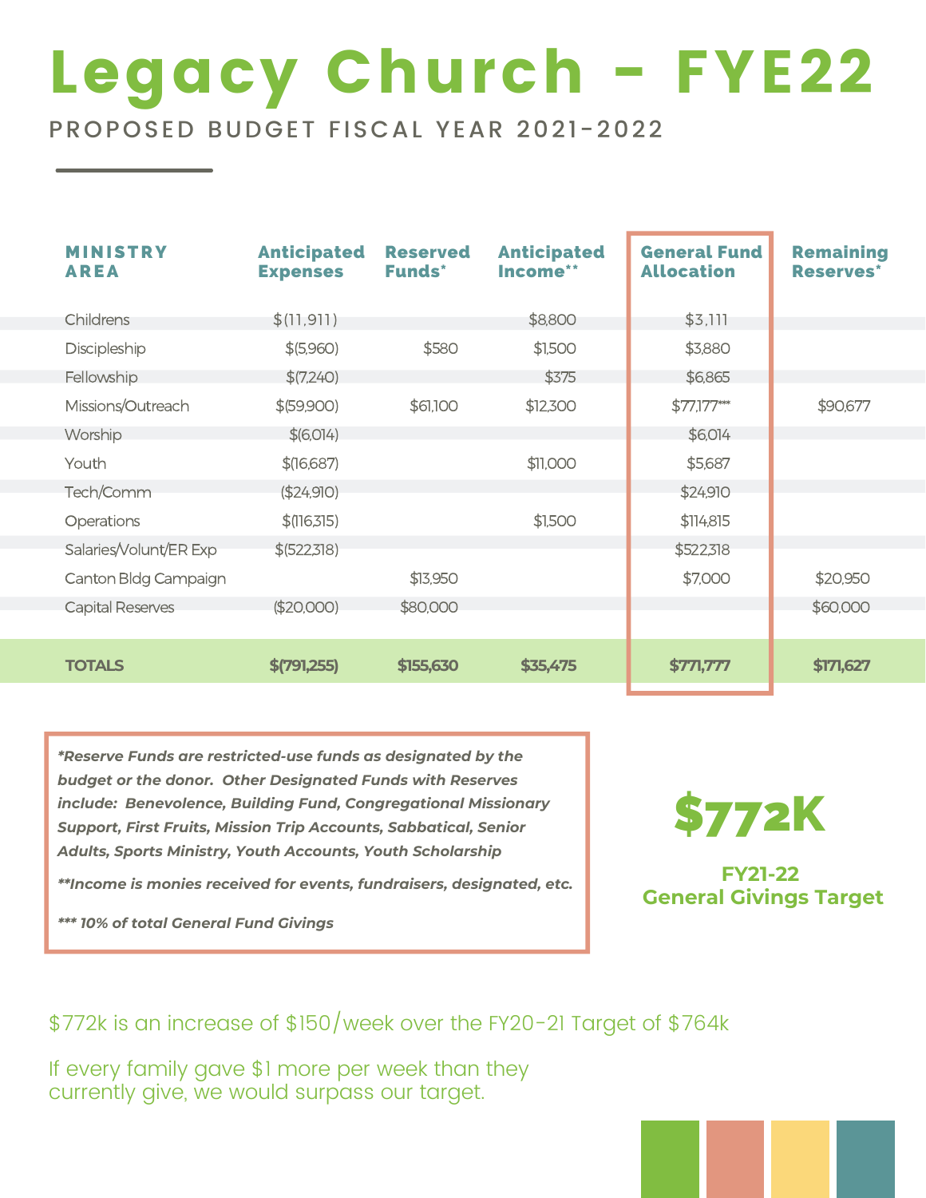# Legacy Church - FYE22

## PROPOSED BUDGET FISCAL YEAR 2021-2022

| MINISTRY AREA | Anticipated Expenses | Reserved Funds* | Anticipated Income** | General Fund Allocation | Remaining Reserves* |
|---|---|---|---|---|---|
| Childrens | $(11,911) | | $8,800 | $3,111 | |
| Discipleship | $(5,960) | $580 | $1,500 | $3,880 | |
| Fellowship | $(7,240) | | $375 | $6,865 | |
| Missions/Outreach | $(59,900) | $61,100 | $12,300 | $77,177*** | $90,677 |
| Worship | $(6,014) | | | $6,014 | |
| Youth | $(16,687) | | $11,000 | $5,687 | |
| Tech/Comm | ($24,910) | | | $24,910 | |
| Operations | $(116,315) | | $1,500 | $114,815 | |
| Salaries/Volunt/ER Exp | $(522,318) | | | $522,318 | |
| Canton Bldg Campaign | | $13,950 | | $7,000 | $20,950 |
| Capital Reserves | ($20,000) | $80,000 | | | $60,000 |
| **TOTALS** | **$(791,255)** | **$155,630** | **$35,475** | **$771,777** | **$171,627** |

***Reserve Funds are restricted-use funds as designated by the budget or the donor. Other Designated Funds with Reserves include: Benevolence, Building Fund, Congregational Missionary Support, First Fruits, Mission Trip Accounts, Sabbatical, Senior Adults, Sports Ministry, Youth Accounts, Youth Scholarship***

***\*\*Income is monies received for events, fundraisers, designated, etc.***

***\*\*\* 10% of total General Fund Givings***

**$772K**

**FY21-22 General Givings Target**

$772k is an increase of $150/week over the FY20-21 Target of $764k

If every family gave $1 more per week than they currently give, we would surpass our target.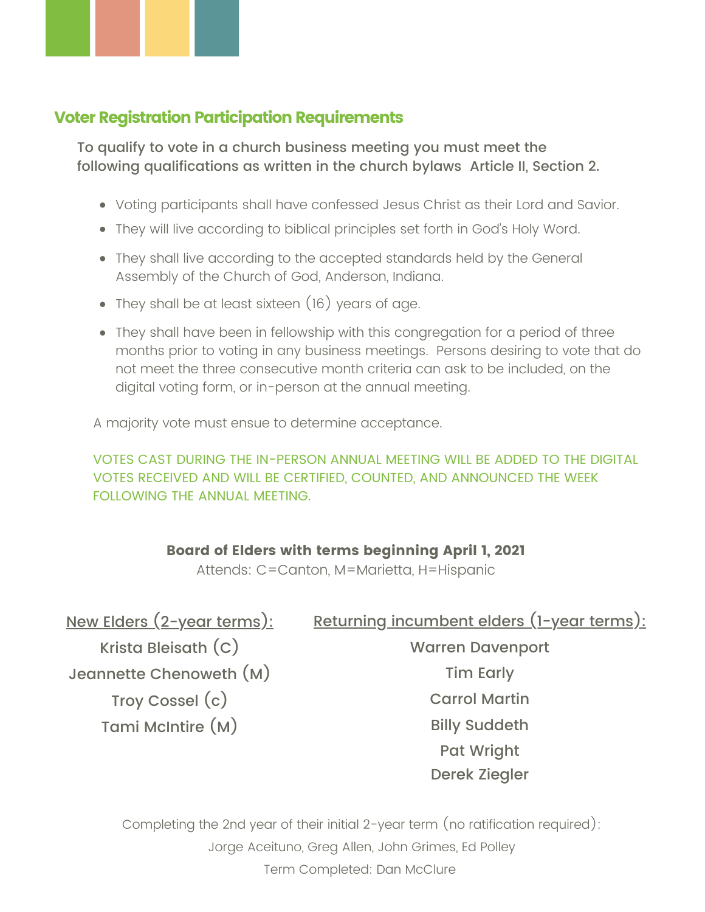## Voter Registration Participation Requirements

**To qualify to vote in a church business meeting you must meet the following qualifications as written in the church bylaws Article II, Section 2.**

- Voting participants shall have confessed Jesus Christ as their Lord and Savior.
- They will live according to biblical principles set forth in God's Holy Word.
- They shall live according to the accepted standards held by the General Assembly of the Church of God, Anderson, Indiana.
- They shall be at least sixteen (16) years of age.
- They shall have been in fellowship with this congregation for a period of three months prior to voting in any business meetings. Persons desiring to vote that do not meet the three consecutive month criteria can ask to be included, on the digital voting form, or in-person at the annual meeting.

A majority vote must ensue to determine acceptance.

VOTES CAST DURING THE IN-PERSON ANNUAL MEETING WILL BE ADDED TO THE DIGITAL VOTES RECEIVED AND WILL BE CERTIFIED, COUNTED, AND ANNOUNCED THE WEEK FOLLOWING THE ANNUAL MEETING.

### Board of Elders with terms beginning April 1, 2021

Attends: C=Canton, M=Marietta, H=Hispanic

**New Elders (2-year terms):**

Krista Bleisath (C)
Jeannette Chenoweth (M)
Troy Cossel (c)
Tami McIntire (M)

**Returning incumbent elders (1-year terms):**

Warren Davenport
Tim Early
Carrol Martin
Billy Suddeth
Pat Wright
Derek Ziegler

Completing the 2nd year of their initial 2-year term (no ratification required):
Jorge Aceituno, Greg Allen, John Grimes, Ed Polley
Term Completed: Dan McClure